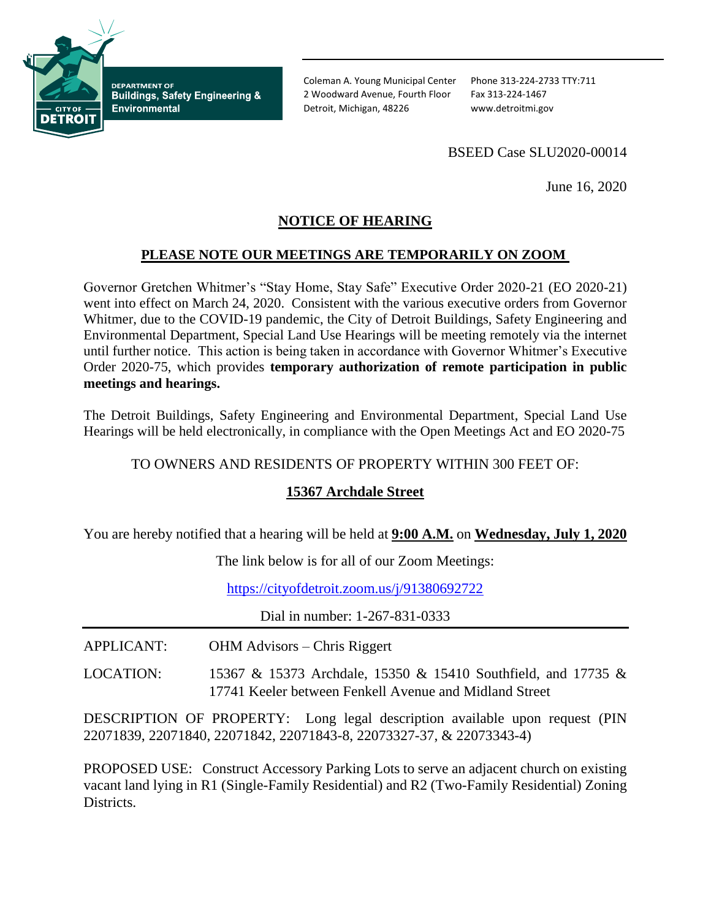DEPARTMENT OF
**Buildings, Safety Engineering & Environmental**

CITY OF DETROIT

Coleman A. Young Municipal Center
2 Woodward Avenue, Fourth Floor
Detroit, Michigan, 48226

Phone 313-224-2733 TTY:711
Fax 313-224-1467
www.detroitmi.gov

BSEED Case SLU2020-00014

June 16, 2020

## NOTICE OF HEARING

### PLEASE NOTE OUR MEETINGS ARE TEMPORARILY ON ZOOM

Governor Gretchen Whitmer's "Stay Home, Stay Safe" Executive Order 2020-21 (EO 2020-21) went into effect on March 24, 2020. Consistent with the various executive orders from Governor Whitmer, due to the COVID-19 pandemic, the City of Detroit Buildings, Safety Engineering and Environmental Department, Special Land Use Hearings will be meeting remotely via the internet until further notice. This action is being taken in accordance with Governor Whitmer's Executive Order 2020-75, which provides **temporary authorization of remote participation in public meetings and hearings.**

The Detroit Buildings, Safety Engineering and Environmental Department, Special Land Use Hearings will be held electronically, in compliance with the Open Meetings Act and EO 2020-75

TO OWNERS AND RESIDENTS OF PROPERTY WITHIN 300 FEET OF:

**15367 Archdale Street**

You are hereby notified that a hearing will be held at **9:00 A.M.** on **Wednesday, July 1, 2020**

The link below is for all of our Zoom Meetings:

https://cityofdetroit.zoom.us/j/91380692722

Dial in number: 1-267-831-0333

---

APPLICANT: OHM Advisors – Chris Riggert

LOCATION: 15367 & 15373 Archdale, 15350 & 15410 Southfield, and 17735 & 17741 Keeler between Fenkell Avenue and Midland Street

DESCRIPTION OF PROPERTY: Long legal description available upon request (PIN 22071839, 22071840, 22071842, 22071843-8, 22073327-37, & 22073343-4)

PROPOSED USE: Construct Accessory Parking Lots to serve an adjacent church on existing vacant land lying in R1 (Single-Family Residential) and R2 (Two-Family Residential) Zoning Districts.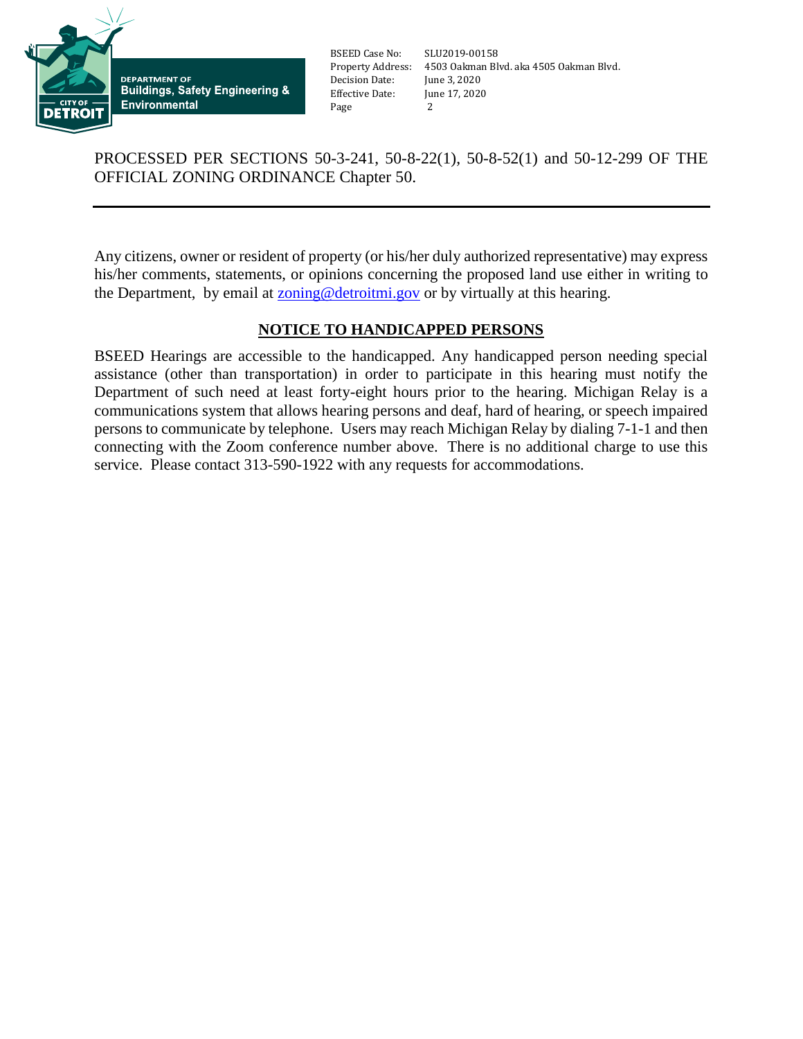PROCESSED PER SECTIONS 50-3-241, 50-8-22(1), 50-8-52(1) and 50-12-299 OF THE OFFICIAL ZONING ORDINANCE Chapter 50.

---

Any citizens, owner or resident of property (or his/her duly authorized representative) may express his/her comments, statements, or opinions concerning the proposed land use either in writing to the Department, by email at zoning@detroitmi.gov or by virtually at this hearing.

## NOTICE TO HANDICAPPED PERSONS

BSEED Hearings are accessible to the handicapped. Any handicapped person needing special assistance (other than transportation) in order to participate in this hearing must notify the Department of such need at least forty-eight hours prior to the hearing. Michigan Relay is a communications system that allows hearing persons and deaf, hard of hearing, or speech impaired persons to communicate by telephone. Users may reach Michigan Relay by dialing 7-1-1 and then connecting with the Zoom conference number above. There is no additional charge to use this service. Please contact 313-590-1922 with any requests for accommodations.